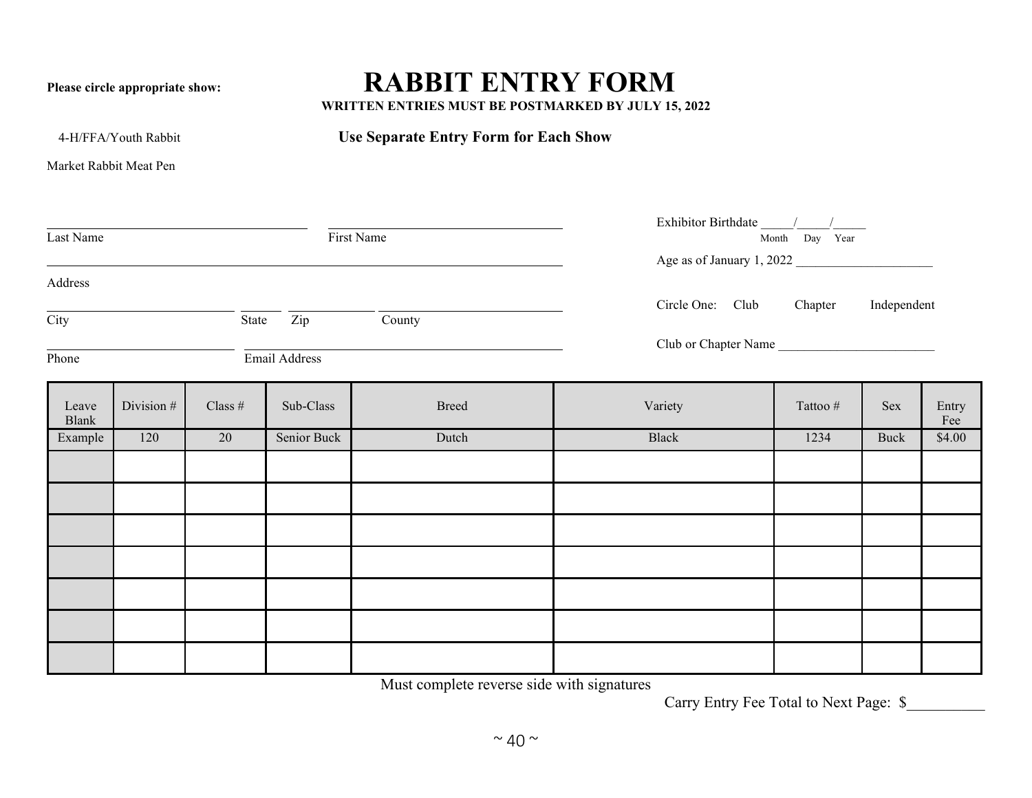**Please circle appropriate show:**

# RABBIT ENTRY FORM

**WRITTEN ENTRIES MUST BE POSTMARKED BY JULY 15, 2022**

4-H/FFA/Youth Rabbit

**Use Separate Entry Form for Each Show**

Market Rabbit Meat Pen

___________________________________ ___________________________________
Last Name First Name

Exhibitor Birthdate _____/_____/_____
Month Day Year

_____________________________________________________________________
Address

Age as of January 1, 2022 ____________________

_________________________ ______ __________ _________________________
City State Zip County

Circle One: Club Chapter Independent

_________________________ ___________________________________________
Phone Email Address

Club or Chapter Name ________________________

| Leave Blank | Division # | Class # | Sub-Class | Breed | Variety | Tattoo # | Sex | Entry Fee |
|---|---|---|---|---|---|---|---|---|
| Example | 120 | 20 | Senior Buck | Dutch | Black | 1234 | Buck | $4.00 |
| | | | | | | | | |
| | | | | | | | | |
| | | | | | | | | |
| | | | | | | | | |
| | | | | | | | | |
| | | | | | | | | |
| | | | | | | | | |

Must complete reverse side with signatures

Carry Entry Fee Total to Next Page: $__________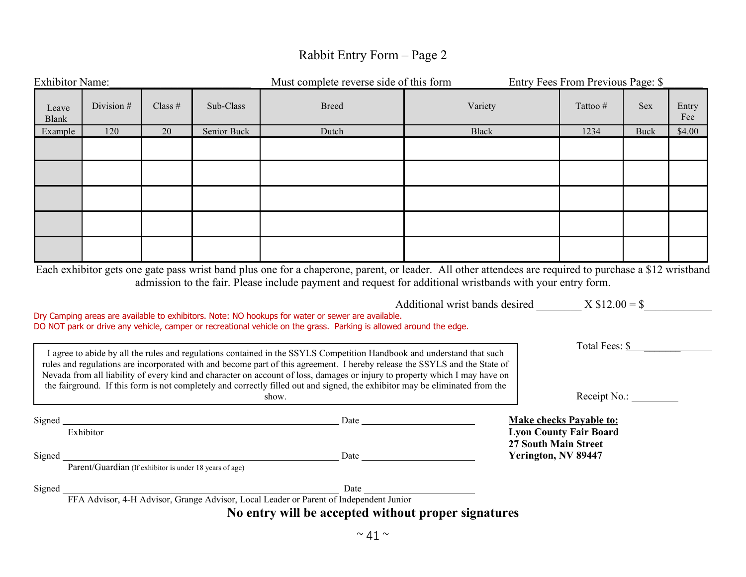# Rabbit Entry Form – Page 2

Exhibitor Name:\_\_\_\_\_\_\_\_\_\_\_\_\_\_\_\_\_\_\_\_\_\_\_\_ Must complete reverse side of this form Entry Fees From Previous Page: $\_\_\_\_\_\_\_\_

| Leave Blank | Division # | Class # | Sub-Class | Breed | Variety | Tattoo # | Sex | Entry Fee |
|---|---|---|---|---|---|---|---|---|
| Example | 120 | 20 | Senior Buck | Dutch | Black | 1234 | Buck | $4.00 |
| | | | | | | | | |
| | | | | | | | | |
| | | | | | | | | |
| | | | | | | | | |
| | | | | | | | | |

Each exhibitor gets one gate pass wrist band plus one for a chaperone, parent, or leader. All other attendees are required to purchase a $12 wristband admission to the fair. Please include payment and request for additional wristbands with your entry form.

Additional wrist bands desired \_\_\_\_\_\_\_\_ X $12.00 = $\_\_\_\_\_\_\_\_\_\_\_\_

Dry Camping areas are available to exhibitors. Note: NO hookups for water or sewer are available.
DO NOT park or drive any vehicle, camper or recreational vehicle on the grass. Parking is allowed around the edge.

I agree to abide by all the rules and regulations contained in the SSYLS Competition Handbook and understand that such rules and regulations are incorporated with and become part of this agreement. I hereby release the SSYLS and the State of Nevada from all liability of every kind and character on account of loss, damages or injury to property which I may have on the fairground. If this form is not completely and correctly filled out and signed, the exhibitor may be eliminated from the show.

Total Fees: $\_\_\_\_\_\_\_\_\_\_\_\_

Receipt No.: \_\_\_\_\_\_\_\_\_

Signed \_\_\_\_\_\_\_\_\_\_\_\_\_\_\_\_\_\_\_\_\_\_\_\_\_\_\_\_\_\_\_\_\_\_\_\_\_\_\_\_ Date \_\_\_\_\_\_\_\_\_\_\_\_\_\_\_\_\_\_
Exhibitor

Signed \_\_\_\_\_\_\_\_\_\_\_\_\_\_\_\_\_\_\_\_\_\_\_\_\_\_\_\_\_\_\_\_\_\_\_\_\_\_\_\_ Date \_\_\_\_\_\_\_\_\_\_\_\_\_\_\_\_\_\_
Parent/Guardian (If exhibitor is under 18 years of age)

Signed \_\_\_\_\_\_\_\_\_\_\_\_\_\_\_\_\_\_\_\_\_\_\_\_\_\_\_\_\_\_\_\_\_\_\_\_\_\_\_\_ Date \_\_\_\_\_\_\_\_\_\_\_\_\_\_\_\_\_\_
FFA Advisor, 4-H Advisor, Grange Advisor, Local Leader or Parent of Independent Junior

**Make checks Payable to:**
**Lyon County Fair Board**
**27 South Main Street**
**Yerington, NV 89447**

**No entry will be accepted without proper signatures**